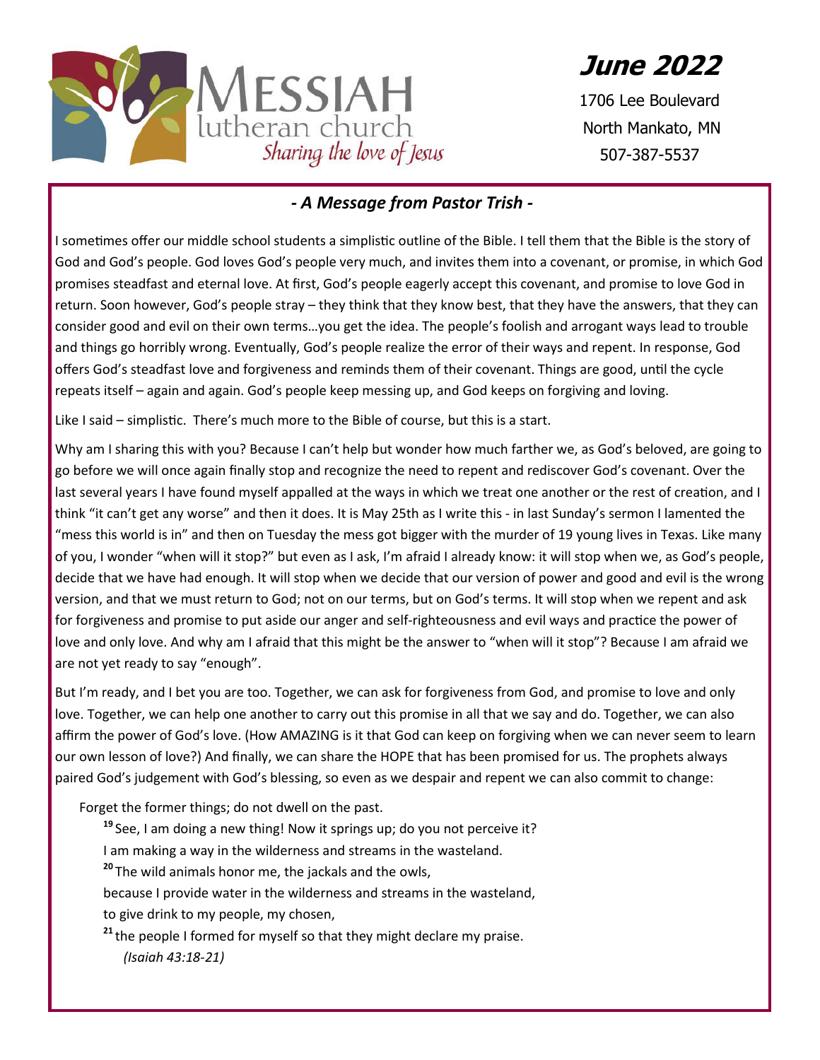# MESSIAH lutheran church

*Sharing the love of Jesus*

## June 2022

1706 Lee Boulevard
North Mankato, MN
507-387-5537

### *- A Message from Pastor Trish -*

I sometimes offer our middle school students a simplistic outline of the Bible. I tell them that the Bible is the story of God and God's people. God loves God's people very much, and invites them into a covenant, or promise, in which God promises steadfast and eternal love. At first, God's people eagerly accept this covenant, and promise to love God in return. Soon however, God's people stray – they think that they know best, that they have the answers, that they can consider good and evil on their own terms…you get the idea. The people's foolish and arrogant ways lead to trouble and things go horribly wrong. Eventually, God's people realize the error of their ways and repent. In response, God offers God's steadfast love and forgiveness and reminds them of their covenant. Things are good, until the cycle repeats itself – again and again. God's people keep messing up, and God keeps on forgiving and loving.

Like I said – simplistic. There's much more to the Bible of course, but this is a start.

Why am I sharing this with you? Because I can't help but wonder how much farther we, as God's beloved, are going to go before we will once again finally stop and recognize the need to repent and rediscover God's covenant. Over the last several years I have found myself appalled at the ways in which we treat one another or the rest of creation, and I think "it can't get any worse" and then it does. It is May 25th as I write this - in last Sunday's sermon I lamented the "mess this world is in" and then on Tuesday the mess got bigger with the murder of 19 young lives in Texas. Like many of you, I wonder "when will it stop?" but even as I ask, I'm afraid I already know: it will stop when we, as God's people, decide that we have had enough. It will stop when we decide that our version of power and good and evil is the wrong version, and that we must return to God; not on our terms, but on God's terms. It will stop when we repent and ask for forgiveness and promise to put aside our anger and self-righteousness and evil ways and practice the power of love and only love. And why am I afraid that this might be the answer to "when will it stop"? Because I am afraid we are not yet ready to say "enough".

But I'm ready, and I bet you are too. Together, we can ask for forgiveness from God, and promise to love and only love. Together, we can help one another to carry out this promise in all that we say and do. Together, we can also affirm the power of God's love. (How AMAZING is it that God can keep on forgiving when we can never seem to learn our own lesson of love?) And finally, we can share the HOPE that has been promised for us. The prophets always paired God's judgement with God's blessing, so even as we despair and repent we can also commit to change:

> Forget the former things; do not dwell on the past.
> [19] See, I am doing a new thing! Now it springs up; do you not perceive it?
> I am making a way in the wilderness and streams in the wasteland.
> [20] The wild animals honor me, the jackals and the owls,
> because I provide water in the wilderness and streams in the wasteland,
> to give drink to my people, my chosen,
> [21] the people I formed for myself so that they might declare my praise.
> *(Isaiah 43:18-21)*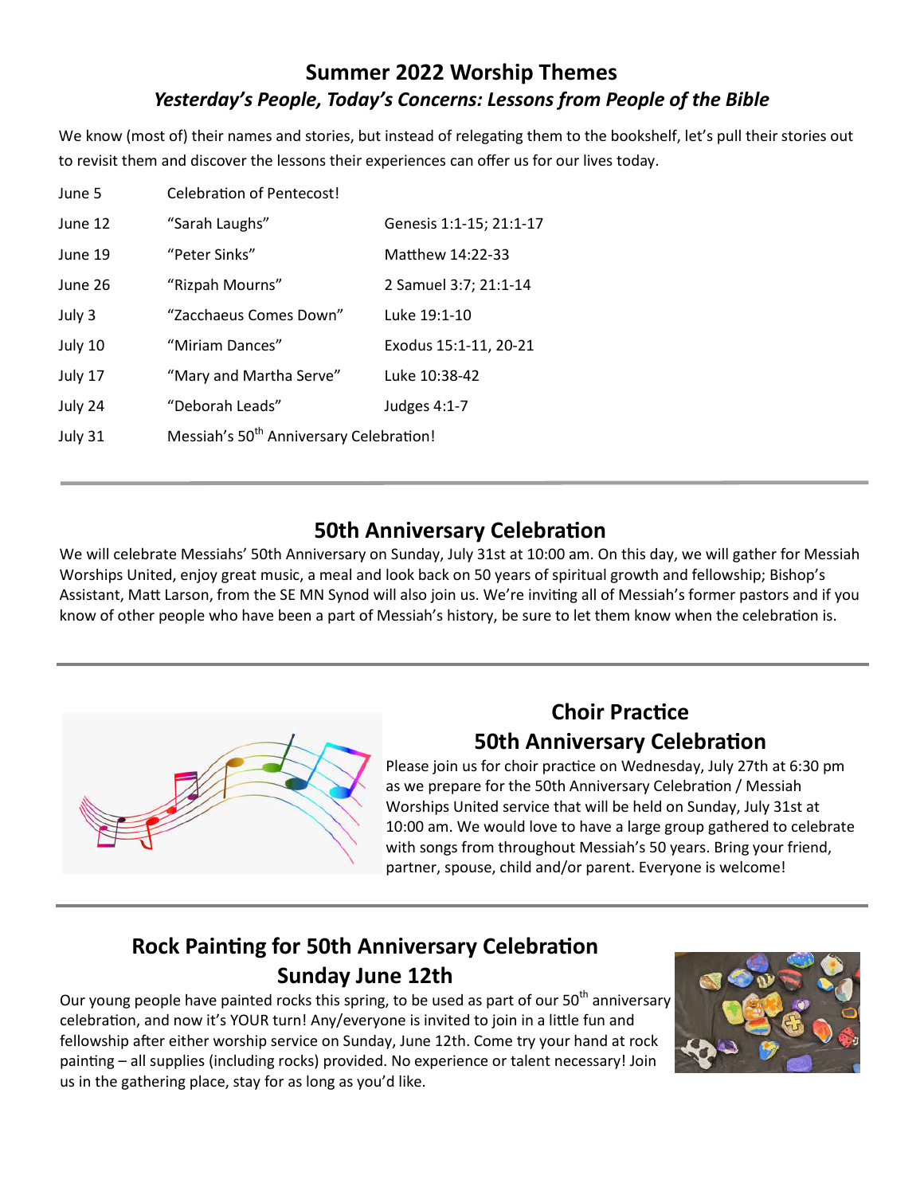## Summer 2022 Worship Themes

### *Yesterday's People, Today's Concerns: Lessons from People of the Bible*

We know (most of) their names and stories, but instead of relegating them to the bookshelf, let's pull their stories out to revisit them and discover the lessons their experiences can offer us for our lives today.

| | | |
|---|---|---|
| June 5 | Celebration of Pentecost! | |
| June 12 | "Sarah Laughs" | Genesis 1:1-15; 21:1-17 |
| June 19 | "Peter Sinks" | Matthew 14:22-33 |
| June 26 | "Rizpah Mourns" | 2 Samuel 3:7; 21:1-14 |
| July 3 | "Zacchaeus Comes Down" | Luke 19:1-10 |
| July 10 | "Miriam Dances" | Exodus 15:1-11, 20-21 |
| July 17 | "Mary and Martha Serve" | Luke 10:38-42 |
| July 24 | "Deborah Leads" | Judges 4:1-7 |
| July 31 | Messiah's 50th Anniversary Celebration! | |

---

## 50th Anniversary Celebration

We will celebrate Messiahs' 50th Anniversary on Sunday, July 31st at 10:00 am. On this day, we will gather for Messiah Worships United, enjoy great music, a meal and look back on 50 years of spiritual growth and fellowship; Bishop's Assistant, Matt Larson, from the SE MN Synod will also join us. We're inviting all of Messiah's former pastors and if you know of other people who have been a part of Messiah's history, be sure to let them know when the celebration is.

---

## Choir Practice
## 50th Anniversary Celebration

Please join us for choir practice on Wednesday, July 27th at 6:30 pm as we prepare for the 50th Anniversary Celebration / Messiah Worships United service that will be held on Sunday, July 31st at 10:00 am. We would love to have a large group gathered to celebrate with songs from throughout Messiah's 50 years. Bring your friend, partner, spouse, child and/or parent. Everyone is welcome!

---

## Rock Painting for 50th Anniversary Celebration
## Sunday June 12th

Our young people have painted rocks this spring, to be used as part of our 50th anniversary celebration, and now it's YOUR turn! Any/everyone is invited to join in a little fun and fellowship after either worship service on Sunday, June 12th. Come try your hand at rock painting – all supplies (including rocks) provided. No experience or talent necessary! Join us in the gathering place, stay for as long as you'd like.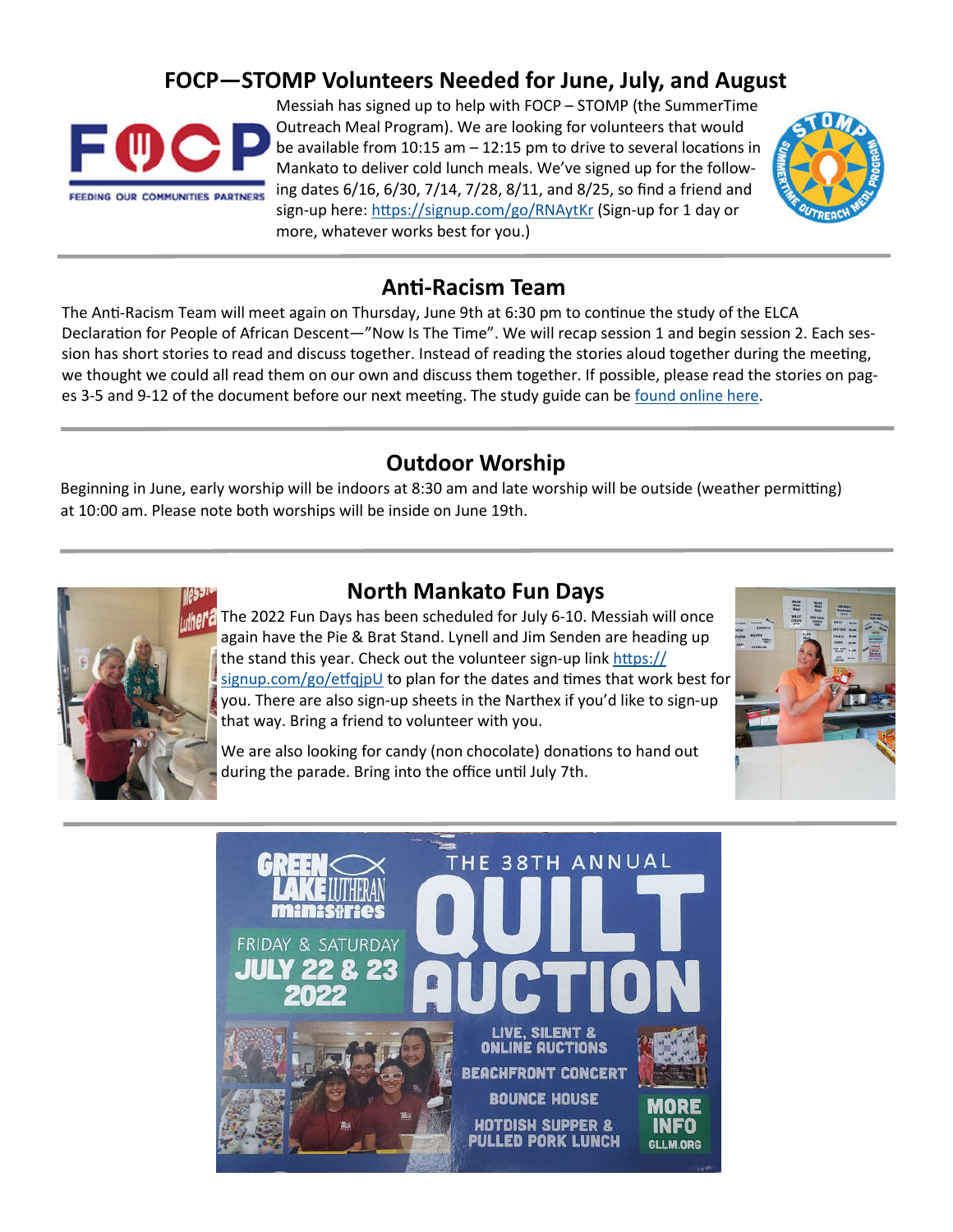## FOCP—STOMP Volunteers Needed for June, July, and August

Messiah has signed up to help with FOCP – STOMP (the SummerTime Outreach Meal Program). We are looking for volunteers that would be available from 10:15 am – 12:15 pm to drive to several locations in Mankato to deliver cold lunch meals. We've signed up for the following dates 6/16, 6/30, 7/14, 7/28, 8/11, and 8/25, so find a friend and sign-up here: https://signup.com/go/RNAytKr (Sign-up for 1 day or more, whatever works best for you.)

## Anti-Racism Team

The Anti-Racism Team will meet again on Thursday, June 9th at 6:30 pm to continue the study of the ELCA Declaration for People of African Descent—"Now Is The Time". We will recap session 1 and begin session 2. Each session has short stories to read and discuss together. Instead of reading the stories aloud together during the meeting, we thought we could all read them on our own and discuss them together. If possible, please read the stories on pages 3-5 and 9-12 of the document before our next meeting. The study guide can be found online here.

## Outdoor Worship

Beginning in June, early worship will be indoors at 8:30 am and late worship will be outside (weather permitting) at 10:00 am. Please note both worships will be inside on June 19th.

## North Mankato Fun Days

The 2022 Fun Days has been scheduled for July 6-10. Messiah will once again have the Pie & Brat Stand. Lynell and Jim Senden are heading up the stand this year. Check out the volunteer sign-up link https://signup.com/go/etfqjpU to plan for the dates and times that work best for you. There are also sign-up sheets in the Narthex if you'd like to sign-up that way. Bring a friend to volunteer with you.

We are also looking for candy (non chocolate) donations to hand out during the parade. Bring into the office until July 7th.

GREEN LAKE LUTHERAN ministries

THE 38TH ANNUAL QUILT AUCTION

FRIDAY & SATURDAY JULY 22 & 23 2022

LIVE, SILENT & ONLINE AUCTIONS

BEACHFRONT CONCERT

BOUNCE HOUSE

HOTDISH SUPPER & PULLED PORK LUNCH

MORE INFO GLLM.ORG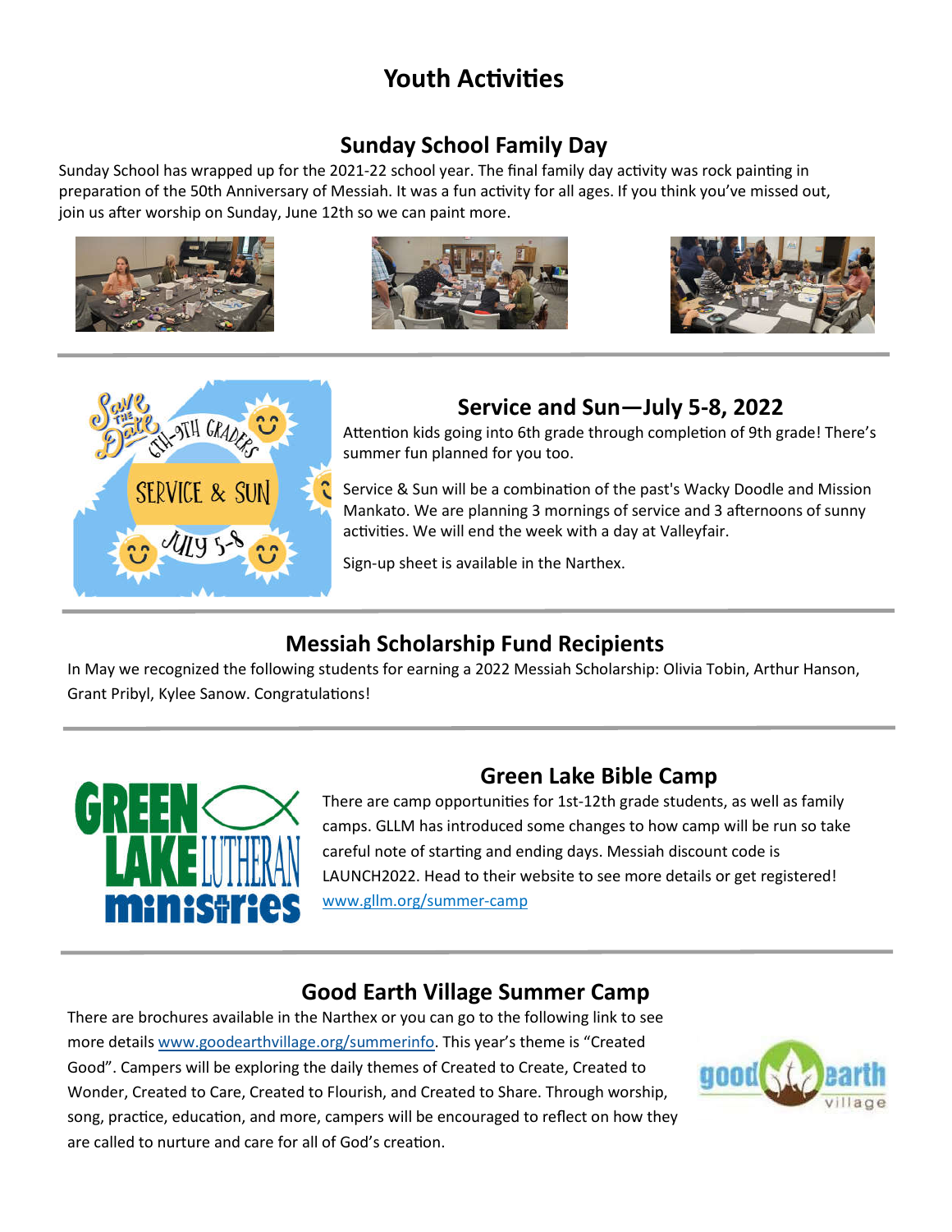# Youth Activities

## Sunday School Family Day

Sunday School has wrapped up for the 2021-22 school year. The final family day activity was rock painting in preparation of the 50th Anniversary of Messiah. It was a fun activity for all ages. If you think you've missed out, join us after worship on Sunday, June 12th so we can paint more.

## Service and Sun—July 5-8, 2022

Attention kids going into 6th grade through completion of 9th grade! There's summer fun planned for you too.

Service & Sun will be a combination of the past's Wacky Doodle and Mission Mankato. We are planning 3 mornings of service and 3 afternoons of sunny activities. We will end the week with a day at Valleyfair.

Sign-up sheet is available in the Narthex.

## Messiah Scholarship Fund Recipients

In May we recognized the following students for earning a 2022 Messiah Scholarship: Olivia Tobin, Arthur Hanson, Grant Pribyl, Kylee Sanow. Congratulations!

## Green Lake Bible Camp

There are camp opportunities for 1st-12th grade students, as well as family camps. GLLM has introduced some changes to how camp will be run so take careful note of starting and ending days. Messiah discount code is LAUNCH2022. Head to their website to see more details or get registered! www.gllm.org/summer-camp

## Good Earth Village Summer Camp

There are brochures available in the Narthex or you can go to the following link to see more details www.goodearthvillage.org/summerinfo. This year's theme is "Created Good". Campers will be exploring the daily themes of Created to Create, Created to Wonder, Created to Care, Created to Flourish, and Created to Share. Through worship, song, practice, education, and more, campers will be encouraged to reflect on how they are called to nurture and care for all of God's creation.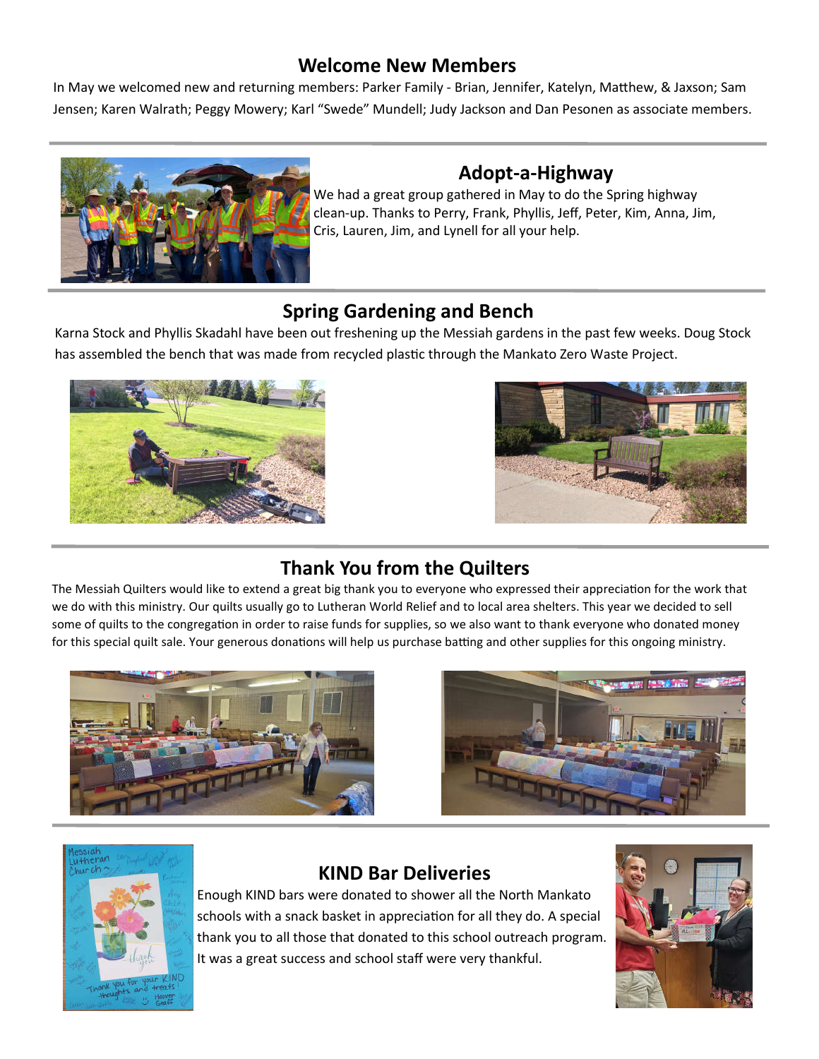## Welcome New Members

In May we welcomed new and returning members: Parker Family - Brian, Jennifer, Katelyn, Matthew, & Jaxson; Sam Jensen; Karen Walrath; Peggy Mowery; Karl "Swede" Mundell; Judy Jackson and Dan Pesonen as associate members.

## Adopt-a-Highway

We had a great group gathered in May to do the Spring highway clean-up. Thanks to Perry, Frank, Phyllis, Jeff, Peter, Kim, Anna, Jim, Cris, Lauren, Jim, and Lynell for all your help.

## Spring Gardening and Bench

Karna Stock and Phyllis Skadahl have been out freshening up the Messiah gardens in the past few weeks. Doug Stock has assembled the bench that was made from recycled plastic through the Mankato Zero Waste Project.

## Thank You from the Quilters

The Messiah Quilters would like to extend a great big thank you to everyone who expressed their appreciation for the work that we do with this ministry. Our quilts usually go to Lutheran World Relief and to local area shelters. This year we decided to sell some of quilts to the congregation in order to raise funds for supplies, so we also want to thank everyone who donated money for this special quilt sale. Your generous donations will help us purchase batting and other supplies for this ongoing ministry.

## KIND Bar Deliveries

Enough KIND bars were donated to shower all the North Mankato schools with a snack basket in appreciation for all they do. A special thank you to all those that donated to this school outreach program. It was a great success and school staff were very thankful.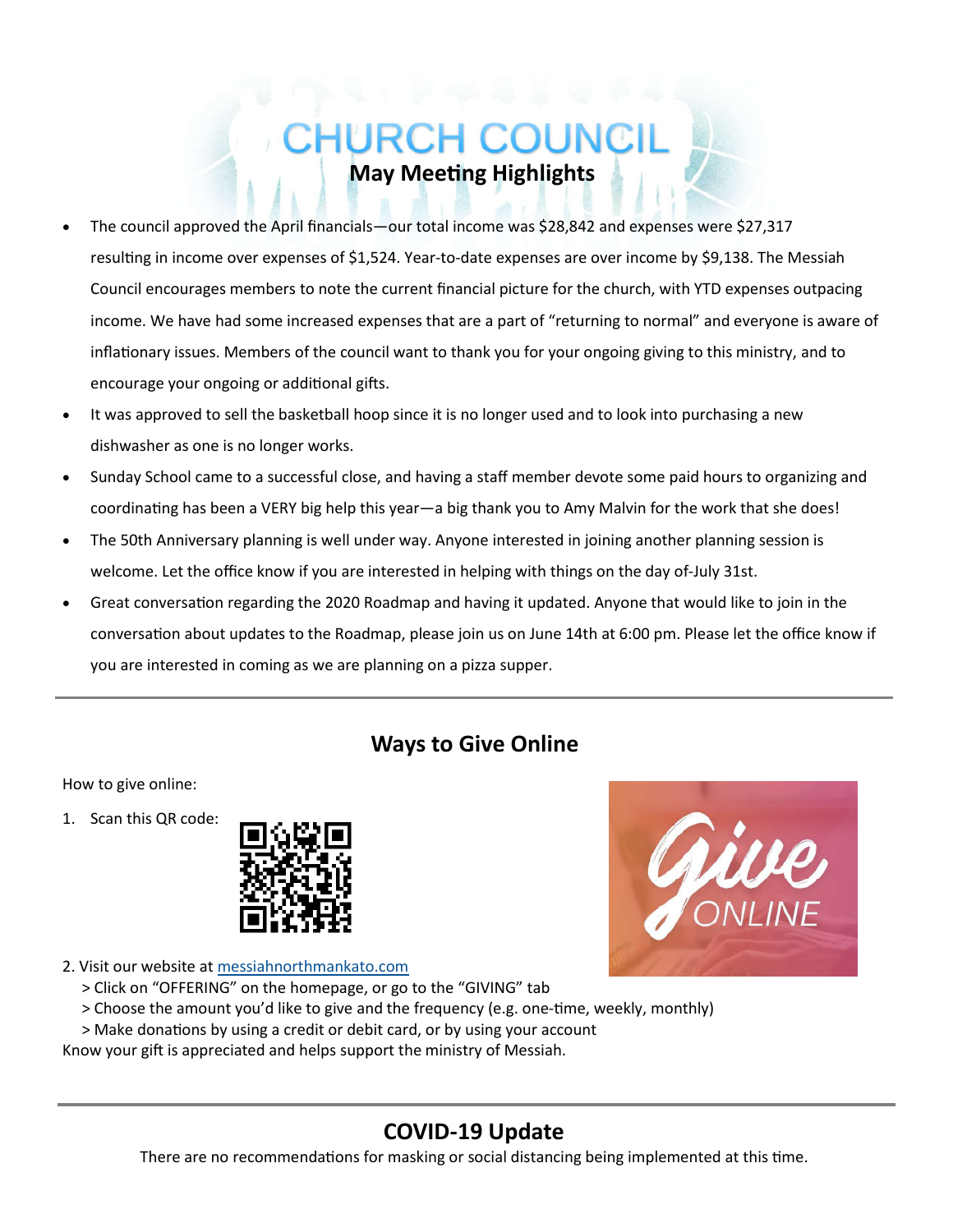# CHURCH COUNCIL

## May Meeting Highlights

- The council approved the April financials—our total income was $28,842 and expenses were $27,317 resulting in income over expenses of $1,524. Year-to-date expenses are over income by $9,138. The Messiah Council encourages members to note the current financial picture for the church, with YTD expenses outpacing income. We have had some increased expenses that are a part of "returning to normal" and everyone is aware of inflationary issues. Members of the council want to thank you for your ongoing giving to this ministry, and to encourage your ongoing or additional gifts.
- It was approved to sell the basketball hoop since it is no longer used and to look into purchasing a new dishwasher as one is no longer works.
- Sunday School came to a successful close, and having a staff member devote some paid hours to organizing and coordinating has been a VERY big help this year—a big thank you to Amy Malvin for the work that she does!
- The 50th Anniversary planning is well under way. Anyone interested in joining another planning session is welcome. Let the office know if you are interested in helping with things on the day of-July 31st.
- Great conversation regarding the 2020 Roadmap and having it updated. Anyone that would like to join in the conversation about updates to the Roadmap, please join us on June 14th at 6:00 pm. Please let the office know if you are interested in coming as we are planning on a pizza supper.

---

## Ways to Give Online

How to give online:

1. Scan this QR code:

2. Visit our website at [messiahnorthmankato.com](messiahnorthmankato.com)
   > Click on "OFFERING" on the homepage, or go to the "GIVING" tab
   > Choose the amount you'd like to give and the frequency (e.g. one-time, weekly, monthly)
   > Make donations by using a credit or debit card, or by using your account

Know your gift is appreciated and helps support the ministry of Messiah.

---

## COVID-19 Update

There are no recommendations for masking or social distancing being implemented at this time.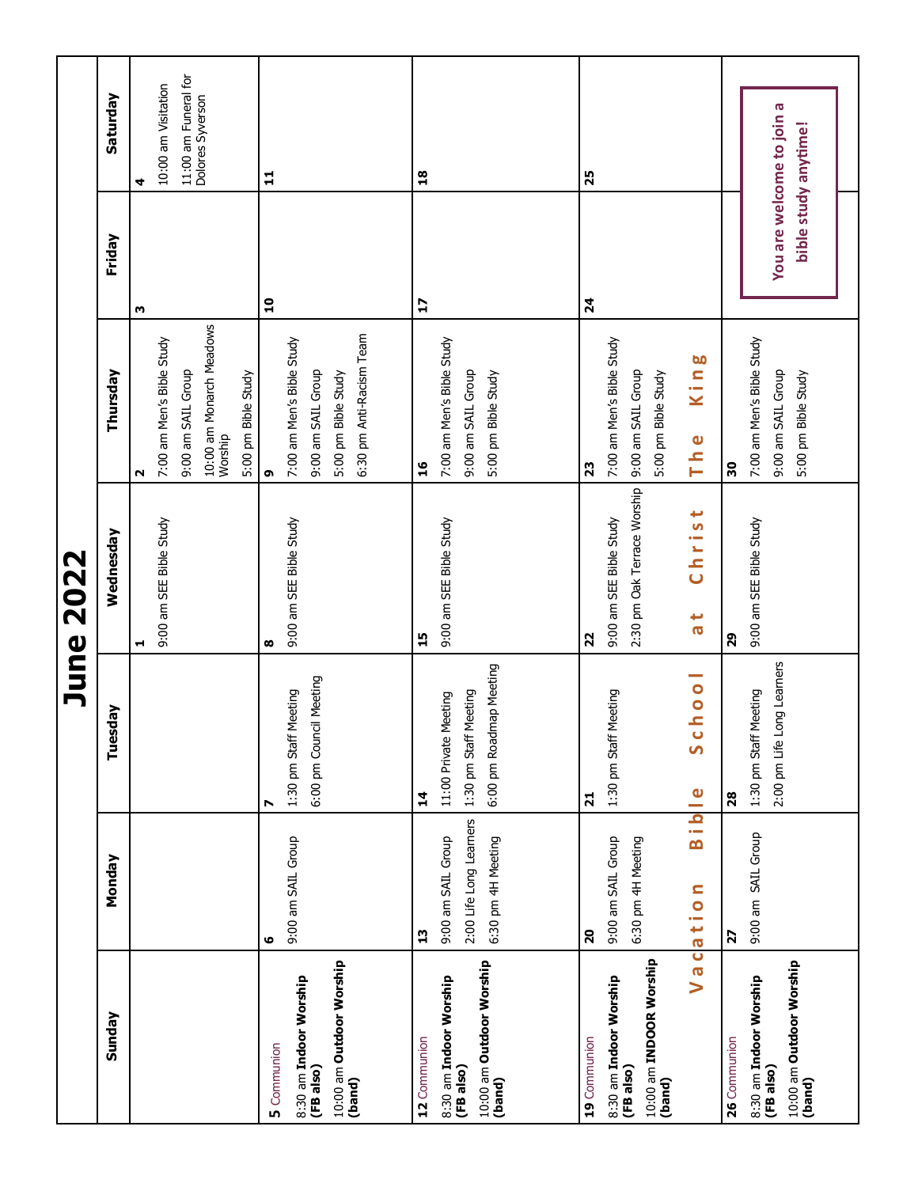# June 2022

| Sunday | Monday | Tuesday | Wednesday | Thursday | Friday | Saturday |
|---|---|---|---|---|---|---|
| | | | **1**<br>9:00 am SEE Bible Study | **2**<br>7:00 am Men's Bible Study<br>9:00 am SAIL Group<br>10:00 am Monarch Meadows Worship<br>5:00 pm Bible Study | **3** | **4**<br>10:00 am Visitation<br>11:00 am Funeral for Dolores Syverson |
| **5** Communion<br>8:30 am **Indoor Worship (FB also)**<br>10:00 am **Outdoor Worship (band)** | **6**<br>9:00 am SAIL Group | **7**<br>1:30 pm Staff Meeting<br>6:00 pm Council Meeting | **8**<br>9:00 am SEE Bible Study | **9**<br>7:00 am Men's Bible Study<br>9:00 am SAIL Group<br>5:00 pm Bible Study<br>6:30 pm Anti-Racism Team | **10** | **11** |
| **12** Communion<br>8:30 am **Indoor Worship (FB also)**<br>10:00 am **Outdoor Worship (band)** | **13**<br>9:00 am SAIL Group<br>2:00 Life Long Learners<br>6:30 pm 4H Meeting | **14**<br>11:00 Private Meeting<br>1:30 pm Staff Meeting<br>6:00 pm Roadmap Meeting | **15**<br>9:00 am SEE Bible Study | **16**<br>7:00 am Men's Bible Study<br>9:00 am SAIL Group<br>5:00 pm Bible Study | **17** | **18** |
| **19** Communion<br>8:30 am **Indoor Worship (FB also)**<br>10:00 am **INDOOR Worship (band)** | **20**<br>9:00 am SAIL Group<br>6:30 pm 4H Meeting | **21**<br>1:30 pm Staff Meeting | **22**<br>9:00 am SEE Bible Study<br>2:30 pm Oak Terrace Worship | **23**<br>7:00 am Men's Bible Study<br>9:00 am SAIL Group<br>5:00 pm Bible Study | **24** | **25** |
| Vacation | Bible | School | at Christ | The King | | |
| **26** Communion<br>8:30 am **Indoor Worship (FB also)**<br>10:00 am **Outdoor Worship (band)** | **27**<br>9:00 am SAIL Group | **28**<br>1:30 pm Staff Meeting<br>2:00 pm Life Long Learners | **29**<br>9:00 am SEE Bible Study | **30**<br>7:00 am Men's Bible Study<br>9:00 am SAIL Group<br>5:00 pm Bible Study | You are welcome to join a bible study anytime! | |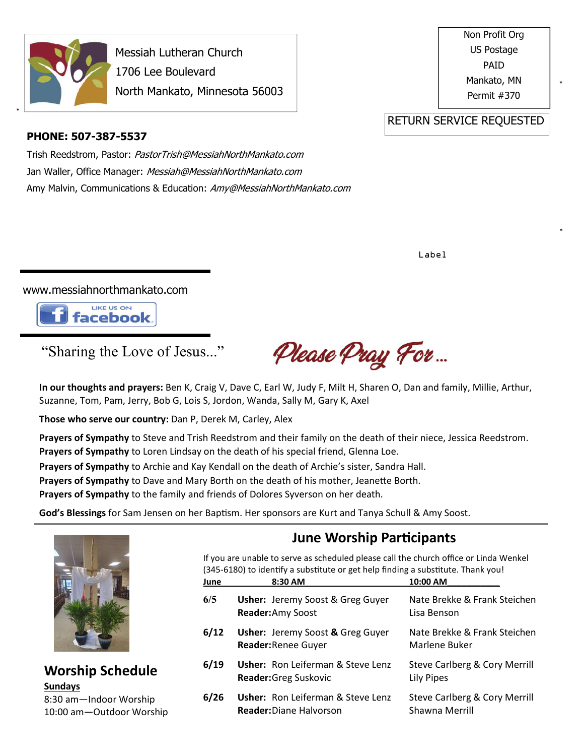Messiah Lutheran Church
1706 Lee Boulevard
North Mankato, Minnesota 56003

Non Profit Org
US Postage
PAID
Mankato, MN
Permit #370

RETURN SERVICE REQUESTED

**PHONE: 507-387-5537**

Trish Reedstrom, Pastor: *PastorTrish@MessiahNorthMankato.com*
Jan Waller, Office Manager: *Messiah@MessiahNorthMankato.com*
Amy Malvin, Communications & Education: *Amy@MessiahNorthMankato.com*

Label

www.messiahnorthmankato.com

LIKE US ON facebook

"Sharing the Love of Jesus..."

## Please Pray For...

**In our thoughts and prayers:** Ben K, Craig V, Dave C, Earl W, Judy F, Milt H, Sharen O, Dan and family, Millie, Arthur, Suzanne, Tom, Pam, Jerry, Bob G, Lois S, Jordon, Wanda, Sally M, Gary K, Axel

**Those who serve our country:** Dan P, Derek M, Carley, Alex

**Prayers of Sympathy** to Steve and Trish Reedstrom and their family on the death of their niece, Jessica Reedstrom.
**Prayers of Sympathy** to Loren Lindsay on the death of his special friend, Glenna Loe.
**Prayers of Sympathy** to Archie and Kay Kendall on the death of Archie's sister, Sandra Hall.
**Prayers of Sympathy** to Dave and Mary Borth on the death of his mother, Jeanette Borth.
**Prayers of Sympathy** to the family and friends of Dolores Syverson on her death.

**God's Blessings** for Sam Jensen on her Baptism. Her sponsors are Kurt and Tanya Schull & Amy Soost.

## Worship Schedule

**Sundays**
8:30 am—Indoor Worship
10:00 am—Outdoor Worship

## June Worship Participants

If you are unable to serve as scheduled please call the church office or Linda Wenkel (345-6180) to identify a substitute or get help finding a substitute. Thank you!

| June | 8:30 AM | 10:00 AM |
|---|---|---|
| 6/5 | **Usher:** Jeremy Soost & Greg Guyer<br>**Reader:** Amy Soost | Nate Brekke & Frank Steichen<br>Lisa Benson |
| 6/12 | **Usher:** Jeremy Soost **&** Greg Guyer<br>**Reader:** Renee Guyer | Nate Brekke & Frank Steichen<br>Marlene Buker |
| 6/19 | **Usher:** Ron Leiferman & Steve Lenz<br>**Reader:** Greg Suskovic | Steve Carlberg & Cory Merrill<br>Lily Pipes |
| 6/26 | **Usher:** Ron Leiferman & Steve Lenz<br>**Reader:** Diane Halvorson | Steve Carlberg & Cory Merrill<br>Shawna Merrill |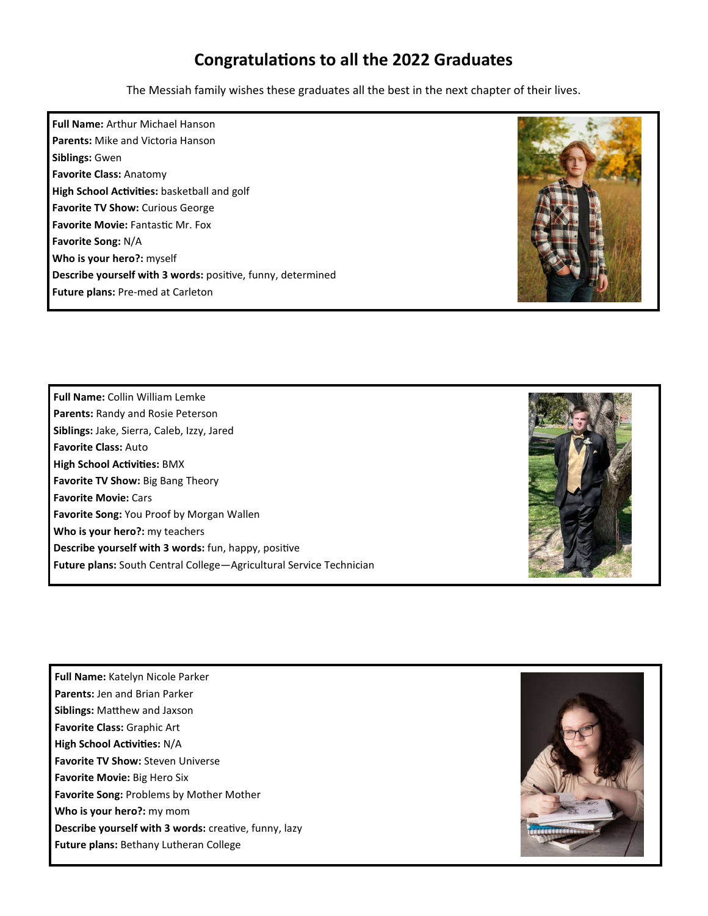# Congratulations to all the 2022 Graduates

The Messiah family wishes these graduates all the best in the next chapter of their lives.

**Full Name:** Arthur Michael Hanson
**Parents:** Mike and Victoria Hanson
**Siblings:** Gwen
**Favorite Class:** Anatomy
**High School Activities:** basketball and golf
**Favorite TV Show:** Curious George
**Favorite Movie:** Fantastic Mr. Fox
**Favorite Song:** N/A
**Who is your hero?:** myself
**Describe yourself with 3 words:** positive, funny, determined
**Future plans:** Pre-med at Carleton

**Full Name:** Collin William Lemke
**Parents:** Randy and Rosie Peterson
**Siblings:** Jake, Sierra, Caleb, Izzy, Jared
**Favorite Class:** Auto
**High School Activities:** BMX
**Favorite TV Show:** Big Bang Theory
**Favorite Movie:** Cars
**Favorite Song:** You Proof by Morgan Wallen
**Who is your hero?:** my teachers
**Describe yourself with 3 words:** fun, happy, positive
**Future plans:** South Central College—Agricultural Service Technician

**Full Name:** Katelyn Nicole Parker
**Parents:** Jen and Brian Parker
**Siblings:** Matthew and Jaxson
**Favorite Class:** Graphic Art
**High School Activities:** N/A
**Favorite TV Show:** Steven Universe
**Favorite Movie:** Big Hero Six
**Favorite Song:** Problems by Mother Mother
**Who is your hero?:** my mom
**Describe yourself with 3 words:** creative, funny, lazy
**Future plans:** Bethany Lutheran College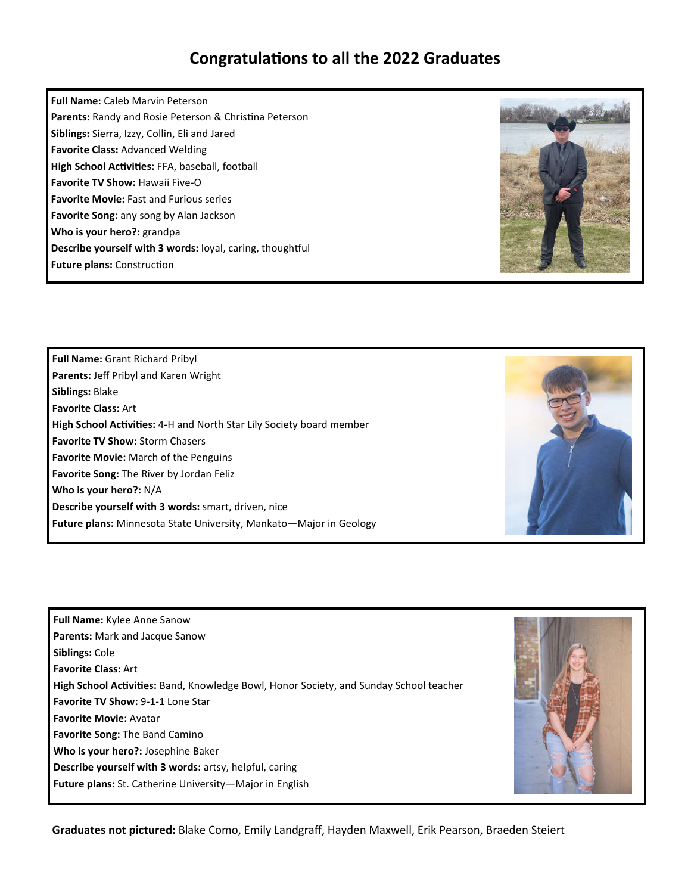# Congratulations to all the 2022 Graduates

**Full Name:** Caleb Marvin Peterson
**Parents:** Randy and Rosie Peterson & Christina Peterson
**Siblings:** Sierra, Izzy, Collin, Eli and Jared
**Favorite Class:** Advanced Welding
**High School Activities:** FFA, baseball, football
**Favorite TV Show:** Hawaii Five-O
**Favorite Movie:** Fast and Furious series
**Favorite Song:** any song by Alan Jackson
**Who is your hero?:** grandpa
**Describe yourself with 3 words:** loyal, caring, thoughtful
**Future plans:** Construction

**Full Name:** Grant Richard Pribyl
**Parents:** Jeff Pribyl and Karen Wright
**Siblings:** Blake
**Favorite Class:** Art
**High School Activities:** 4-H and North Star Lily Society board member
**Favorite TV Show:** Storm Chasers
**Favorite Movie:** March of the Penguins
**Favorite Song:** The River by Jordan Feliz
**Who is your hero?:** N/A
**Describe yourself with 3 words:** smart, driven, nice
**Future plans:** Minnesota State University, Mankato—Major in Geology

**Full Name:** Kylee Anne Sanow
**Parents:** Mark and Jacque Sanow
**Siblings:** Cole
**Favorite Class:** Art
**High School Activities:** Band, Knowledge Bowl, Honor Society, and Sunday School teacher
**Favorite TV Show:** 9-1-1 Lone Star
**Favorite Movie:** Avatar
**Favorite Song:** The Band Camino
**Who is your hero?:** Josephine Baker
**Describe yourself with 3 words:** artsy, helpful, caring
**Future plans:** St. Catherine University—Major in English

**Graduates not pictured:** Blake Como, Emily Landgraff, Hayden Maxwell, Erik Pearson, Braeden Steiert